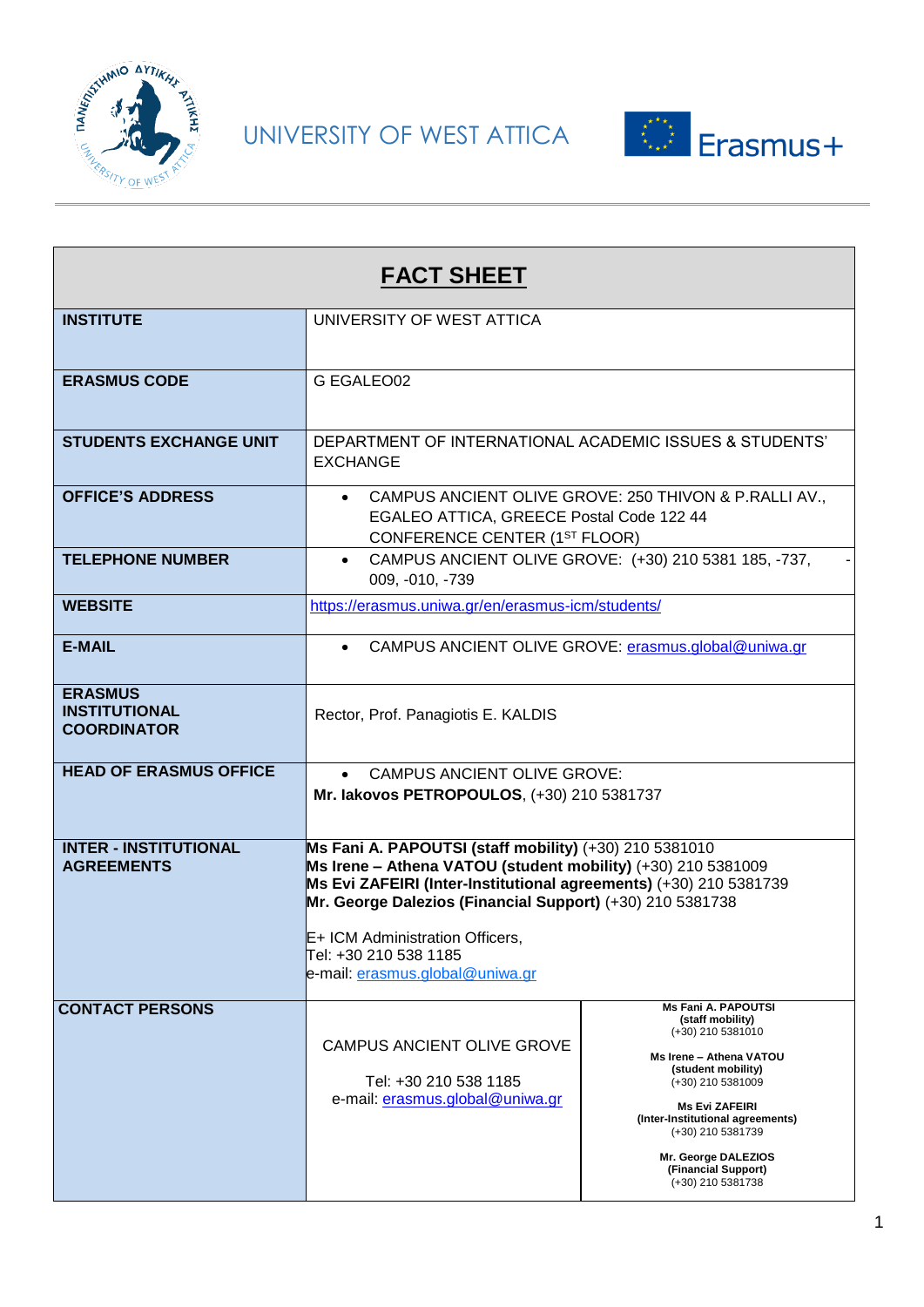UNIVERSITY OF WEST ATTICA

Erasmus+

| FACT SHEET | |
| --- | --- |
| **INSTITUTE** | UNIVERSITY OF WEST ATTICA |
| **ERASMUS CODE** | G EGALEO02 |
| **STUDENTS EXCHANGE UNIT** | DEPARTMENT OF INTERNATIONAL ACADEMIC ISSUES & STUDENTS' EXCHANGE |
| **OFFICE'S ADDRESS** | • CAMPUS ANCIENT OLIVE GROVE: 250 THIVON & P.RALLI AV., EGALEO ATTICA, GREECE Postal Code 122 44 CONFERENCE CENTER (1ST FLOOR) |
| **TELEPHONE NUMBER** | • CAMPUS ANCIENT OLIVE GROVE: (+30) 210 5381 185, -737, -009, -010, -739 |
| **WEBSITE** | https://erasmus.uniwa.gr/en/erasmus-icm/students/ |
| **E-MAIL** | • CAMPUS ANCIENT OLIVE GROVE: erasmus.global@uniwa.gr |
| **ERASMUS INSTITUTIONAL COORDINATOR** | Rector, Prof. Panagiotis E. KALDIS |
| **HEAD OF ERASMUS OFFICE** | • CAMPUS ANCIENT OLIVE GROVE: **Mr. Iakovos PETROPOULOS**, (+30) 210 5381737 |
| **INTER - INSTITUTIONAL AGREEMENTS** | **Ms Fani A. PAPOUTSI (staff mobility)** (+30) 210 5381010<br>**Ms Irene – Athena VATOU (student mobility)** (+30) 210 5381009<br>**Ms Evi ZAFEIRI (Inter-Institutional agreements)** (+30) 210 5381739<br>**Mr. George Dalezios (Financial Support)** (+30) 210 5381738<br><br>E+ ICM Administration Officers,<br>Tel: +30 210 538 1185<br>e-mail: erasmus.global@uniwa.gr |
| **CONTACT PERSONS** | CAMPUS ANCIENT OLIVE GROVE<br><br>Tel: +30 210 538 1185<br>e-mail: erasmus.global@uniwa.gr<br><br>**Ms Fani A. PAPOUTSI (staff mobility)** (+30) 210 5381010<br>**Ms Irene – Athena VATOU (student mobility)** (+30) 210 5381009<br>**Ms Evi ZAFEIRI (Inter-Institutional agreements)** (+30) 210 5381739<br>**Mr. George DALEZIOS (Financial Support)** (+30) 210 5381738 |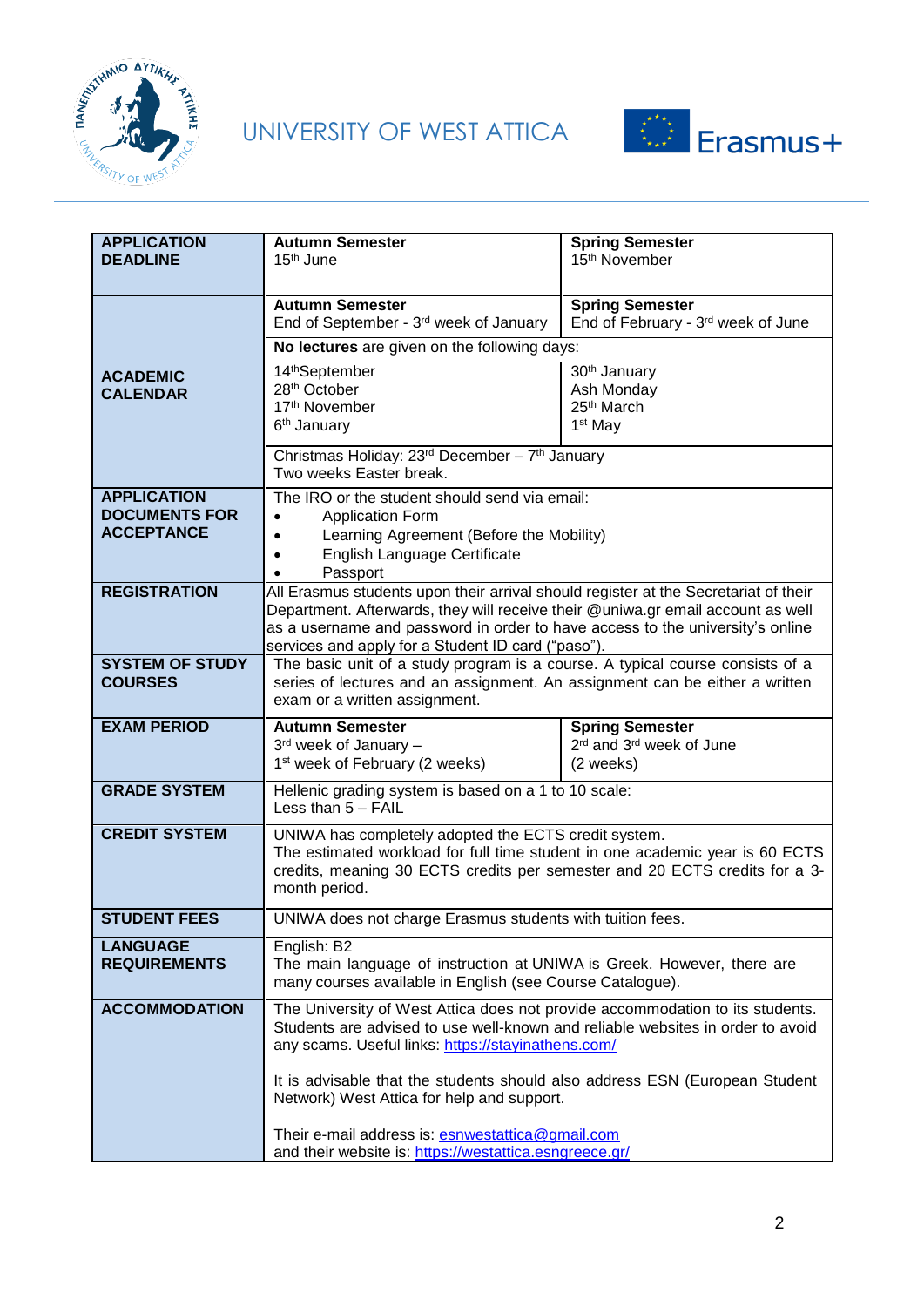UNIVERSITY OF WEST ATTICA

Erasmus+

| | | |
|---|---|---|
| **APPLICATION DEADLINE** | **Autumn Semester**<br>15th June | **Spring Semester**<br>15th November |
| **ACADEMIC CALENDAR** | **Autumn Semester**<br>End of September - 3rd week of January | **Spring Semester**<br>End of February - 3rd week of June |
| | **No lectures** are given on the following days: | |
| | 14th September<br>28th October<br>17th November<br>6th January | 30th January<br>Ash Monday<br>25th March<br>1st May |
| | Christmas Holiday: 23rd December – 7th January<br>Two weeks Easter break. | |
| **APPLICATION DOCUMENTS FOR ACCEPTANCE** | The IRO or the student should send via email:<br>• Application Form<br>• Learning Agreement (Before the Mobility)<br>• English Language Certificate<br>• Passport | |
| **REGISTRATION** | All Erasmus students upon their arrival should register at the Secretariat of their Department. Afterwards, they will receive their @uniwa.gr email account as well as a username and password in order to have access to the university's online services and apply for a Student ID card ("paso"). | |
| **SYSTEM OF STUDY COURSES** | The basic unit of a study program is a course. A typical course consists of a series of lectures and an assignment. An assignment can be either a written exam or a written assignment. | |
| **EXAM PERIOD** | **Autumn Semester**<br>3rd week of January –<br>1st week of February (2 weeks) | **Spring Semester**<br>2nd and 3rd week of June<br>(2 weeks) |
| **GRADE SYSTEM** | Hellenic grading system is based on a 1 to 10 scale:<br>Less than 5 – FAIL | |
| **CREDIT SYSTEM** | UNIWA has completely adopted the ECTS credit system.<br>The estimated workload for full time student in one academic year is 60 ECTS credits, meaning 30 ECTS credits per semester and 20 ECTS credits for a 3-month period. | |
| **STUDENT FEES** | UNIWA does not charge Erasmus students with tuition fees. | |
| **LANGUAGE REQUIREMENTS** | English: B2<br>The main language of instruction at UNIWA is Greek. However, there are many courses available in English (see Course Catalogue). | |
| **ACCOMMODATION** | The University of West Attica does not provide accommodation to its students. Students are advised to use well-known and reliable websites in order to avoid any scams. Useful links: https://stayinathens.com/<br><br>It is advisable that the students should also address ESN (European Student Network) West Attica for help and support.<br><br>Their e-mail address is: esnwestattica@gmail.com<br>and their website is: https://westattica.esngreece.gr/ | |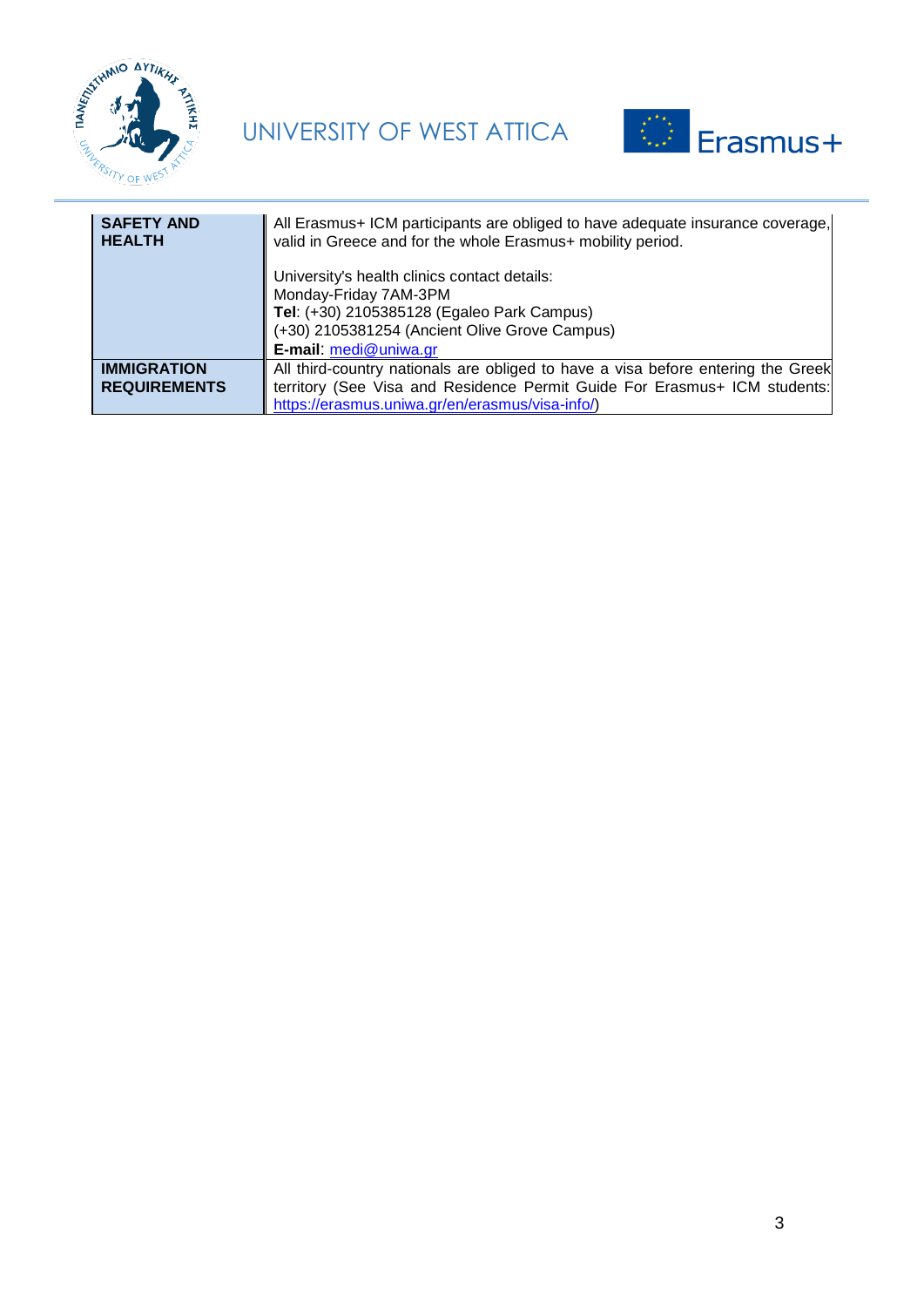| | |
|---|---|
| **SAFETY AND HEALTH** | All Erasmus+ ICM participants are obliged to have adequate insurance coverage, valid in Greece and for the whole Erasmus+ mobility period.<br><br>University's health clinics contact details:<br>Monday-Friday 7AM-3PM<br>**Tel**: (+30) 2105385128 (Egaleo Park Campus)<br>(+30) 2105381254 (Ancient Olive Grove Campus)<br>**E-mail**: medi@uniwa.gr |
| **IMMIGRATION REQUIREMENTS** | All third-country nationals are obliged to have a visa before entering the Greek territory (See Visa and Residence Permit Guide For Erasmus+ ICM students: https://erasmus.uniwa.gr/en/erasmus/visa-info/) |